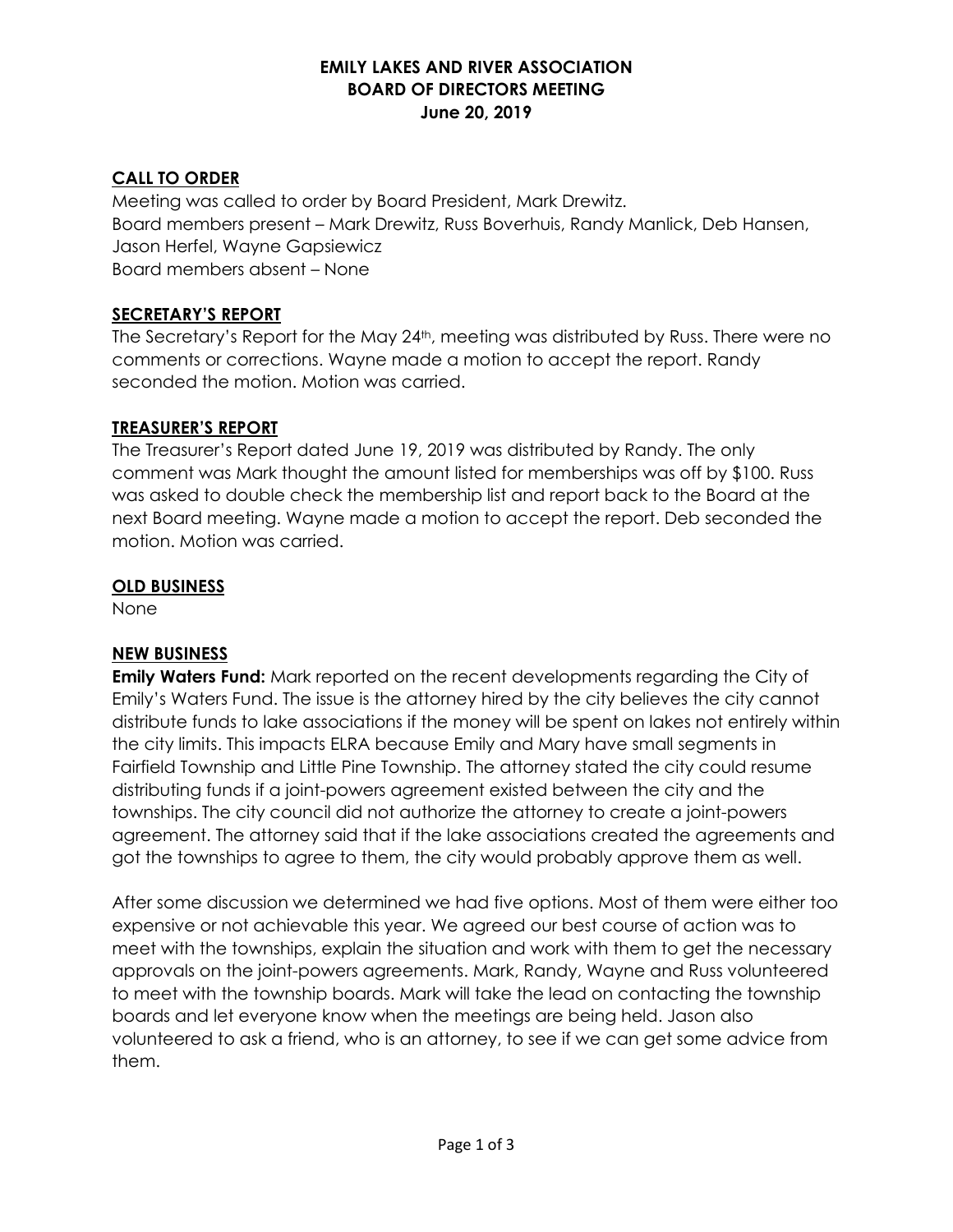# EMILY LAKES AND RIVER ASSOCIATION
## BOARD OF DIRECTORS MEETING
### June 20, 2019

**CALL TO ORDER**

Meeting was called to order by Board President, Mark Drewitz.
Board members present – Mark Drewitz, Russ Boverhuis, Randy Manlick, Deb Hansen, Jason Herfel, Wayne Gapsiewicz
Board members absent – None

**SECRETARY'S REPORT**

The Secretary's Report for the May 24th, meeting was distributed by Russ. There were no comments or corrections. Wayne made a motion to accept the report. Randy seconded the motion. Motion was carried.

**TREASURER'S REPORT**

The Treasurer's Report dated June 19, 2019 was distributed by Randy. The only comment was Mark thought the amount listed for memberships was off by $100. Russ was asked to double check the membership list and report back to the Board at the next Board meeting. Wayne made a motion to accept the report. Deb seconded the motion. Motion was carried.

**OLD BUSINESS**

None

**NEW BUSINESS**

**Emily Waters Fund:** Mark reported on the recent developments regarding the City of Emily's Waters Fund. The issue is the attorney hired by the city believes the city cannot distribute funds to lake associations if the money will be spent on lakes not entirely within the city limits. This impacts ELRA because Emily and Mary have small segments in Fairfield Township and Little Pine Township. The attorney stated the city could resume distributing funds if a joint-powers agreement existed between the city and the townships. The city council did not authorize the attorney to create a joint-powers agreement. The attorney said that if the lake associations created the agreements and got the townships to agree to them, the city would probably approve them as well.

After some discussion we determined we had five options. Most of them were either too expensive or not achievable this year. We agreed our best course of action was to meet with the townships, explain the situation and work with them to get the necessary approvals on the joint-powers agreements. Mark, Randy, Wayne and Russ volunteered to meet with the township boards. Mark will take the lead on contacting the township boards and let everyone know when the meetings are being held. Jason also volunteered to ask a friend, who is an attorney, to see if we can get some advice from them.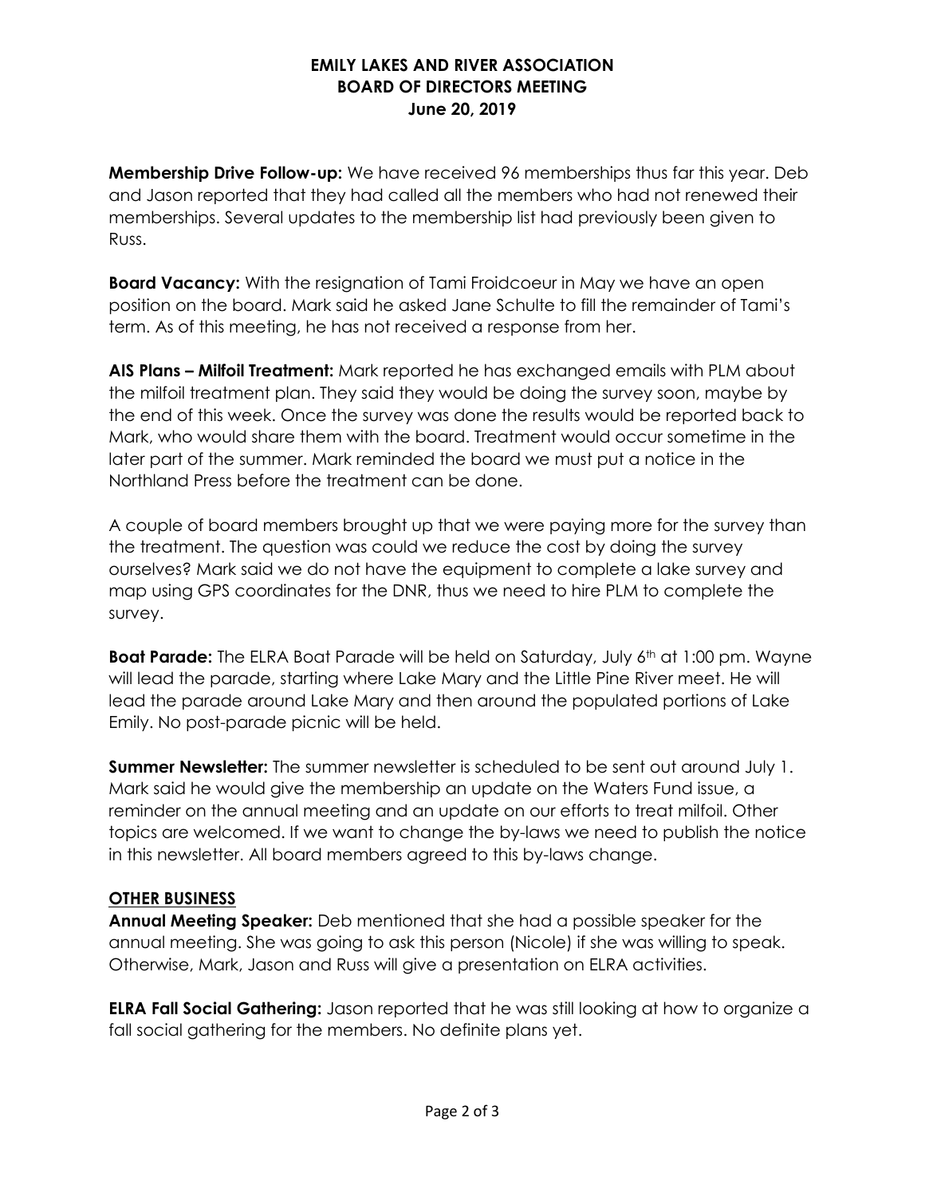**EMILY LAKES AND RIVER ASSOCIATION**
**BOARD OF DIRECTORS MEETING**
**June 20, 2019**

**Membership Drive Follow-up:** We have received 96 memberships thus far this year. Deb and Jason reported that they had called all the members who had not renewed their memberships. Several updates to the membership list had previously been given to Russ.

**Board Vacancy:** With the resignation of Tami Froidcoeur in May we have an open position on the board. Mark said he asked Jane Schulte to fill the remainder of Tami's term. As of this meeting, he has not received a response from her.

**AIS Plans – Milfoil Treatment:** Mark reported he has exchanged emails with PLM about the milfoil treatment plan. They said they would be doing the survey soon, maybe by the end of this week. Once the survey was done the results would be reported back to Mark, who would share them with the board. Treatment would occur sometime in the later part of the summer. Mark reminded the board we must put a notice in the Northland Press before the treatment can be done.

A couple of board members brought up that we were paying more for the survey than the treatment. The question was could we reduce the cost by doing the survey ourselves? Mark said we do not have the equipment to complete a lake survey and map using GPS coordinates for the DNR, thus we need to hire PLM to complete the survey.

**Boat Parade:** The ELRA Boat Parade will be held on Saturday, July 6th at 1:00 pm. Wayne will lead the parade, starting where Lake Mary and the Little Pine River meet. He will lead the parade around Lake Mary and then around the populated portions of Lake Emily. No post-parade picnic will be held.

**Summer Newsletter:** The summer newsletter is scheduled to be sent out around July 1. Mark said he would give the membership an update on the Waters Fund issue, a reminder on the annual meeting and an update on our efforts to treat milfoil. Other topics are welcomed. If we want to change the by-laws we need to publish the notice in this newsletter. All board members agreed to this by-laws change.

**OTHER BUSINESS**

**Annual Meeting Speaker:** Deb mentioned that she had a possible speaker for the annual meeting. She was going to ask this person (Nicole) if she was willing to speak. Otherwise, Mark, Jason and Russ will give a presentation on ELRA activities.

**ELRA Fall Social Gathering:** Jason reported that he was still looking at how to organize a fall social gathering for the members. No definite plans yet.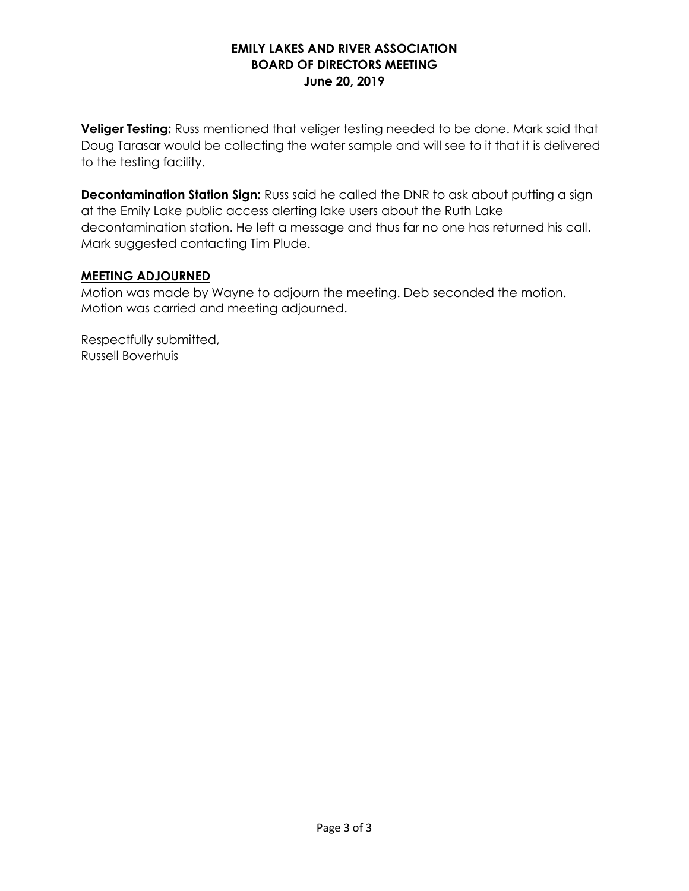**Veliger Testing:** Russ mentioned that veliger testing needed to be done. Mark said that Doug Tarasar would be collecting the water sample and will see to it that it is delivered to the testing facility.

**Decontamination Station Sign:** Russ said he called the DNR to ask about putting a sign at the Emily Lake public access alerting lake users about the Ruth Lake decontamination station. He left a message and thus far no one has returned his call. Mark suggested contacting Tim Plude.

## MEETING ADJOURNED

Motion was made by Wayne to adjourn the meeting. Deb seconded the motion. Motion was carried and meeting adjourned.

Respectfully submitted,
Russell Boverhuis